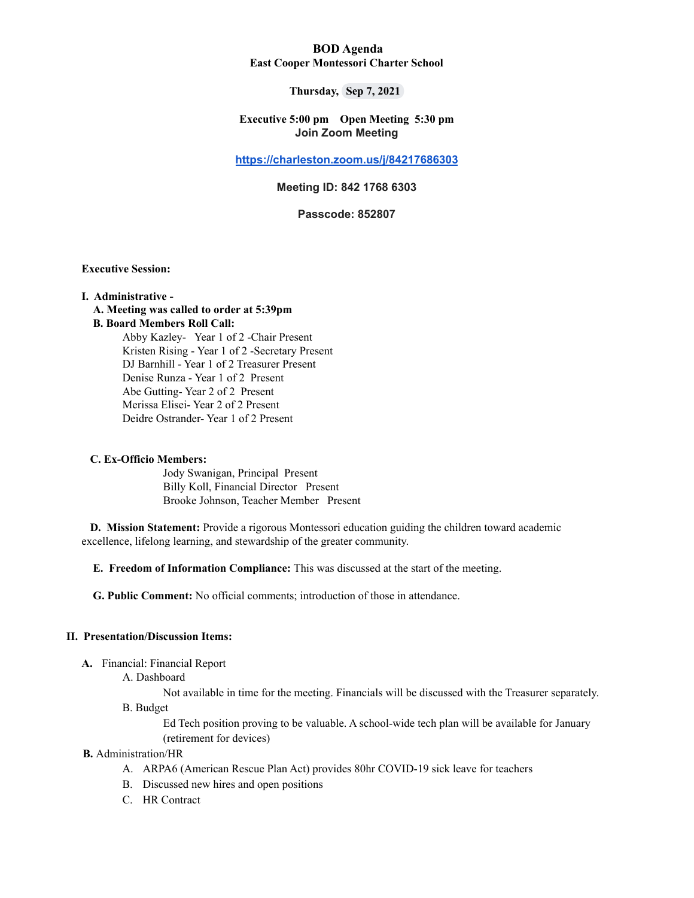**BOD Agenda**
**East Cooper Montessori Charter School**

**Thursday, Sep 7, 2021**

**Executive 5:00 pm Open Meeting 5:30 pm**
**Join Zoom Meeting**

**https://charleston.zoom.us/j/84217686303**

**Meeting ID: 842 1768 6303**

**Passcode: 852807**

**Executive Session:**

**I. Administrative -**

**A. Meeting was called to order at 5:39pm**

**B. Board Members Roll Call:**

Abby Kazley- Year 1 of 2 -Chair Present
Kristen Rising - Year 1 of 2 -Secretary Present
DJ Barnhill - Year 1 of 2 Treasurer Present
Denise Runza - Year 1 of 2 Present
Abe Gutting- Year 2 of 2 Present
Merissa Elisei- Year 2 of 2 Present
Deidre Ostrander- Year 1 of 2 Present

**C. Ex-Officio Members:**

Jody Swanigan, Principal Present
Billy Koll, Financial Director Present
Brooke Johnson, Teacher Member Present

**D. Mission Statement:** Provide a rigorous Montessori education guiding the children toward academic excellence, lifelong learning, and stewardship of the greater community.

**E. Freedom of Information Compliance:** This was discussed at the start of the meeting.

**G. Public Comment:** No official comments; introduction of those in attendance.

**II. Presentation/Discussion Items:**

**A.** Financial: Financial Report

A. Dashboard

Not available in time for the meeting. Financials will be discussed with the Treasurer separately.

B. Budget

Ed Tech position proving to be valuable. A school-wide tech plan will be available for January (retirement for devices)

**B.** Administration/HR

A. ARPA6 (American Rescue Plan Act) provides 80hr COVID-19 sick leave for teachers
B. Discussed new hires and open positions
C. HR Contract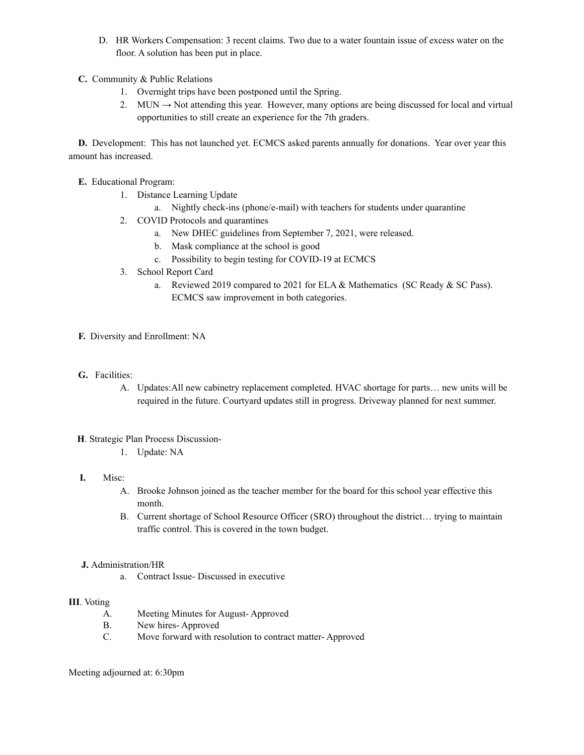D. HR Workers Compensation: 3 recent claims. Two due to a water fountain issue of excess water on the floor. A solution has been put in place.

**C.** Community & Public Relations

1. Overnight trips have been postponed until the Spring.
2. MUN → Not attending this year. However, many options are being discussed for local and virtual opportunities to still create an experience for the 7th graders.

**D.** Development: This has not launched yet. ECMCS asked parents annually for donations. Year over year this amount has increased.

**E.** Educational Program:

1. Distance Learning Update
   a. Nightly check-ins (phone/e-mail) with teachers for students under quarantine
2. COVID Protocols and quarantines
   a. New DHEC guidelines from September 7, 2021, were released.
   b. Mask compliance at the school is good
   c. Possibility to begin testing for COVID-19 at ECMCS
3. School Report Card
   a. Reviewed 2019 compared to 2021 for ELA & Mathematics (SC Ready & SC Pass). ECMCS saw improvement in both categories.

**F.** Diversity and Enrollment: NA

**G.** Facilities:

A. Updates:All new cabinetry replacement completed. HVAC shortage for parts… new units will be required in the future. Courtyard updates still in progress. Driveway planned for next summer.

**H**. Strategic Plan Process Discussion-

1. Update: NA

**I.** Misc:

A. Brooke Johnson joined as the teacher member for the board for this school year effective this month.
B. Current shortage of School Resource Officer (SRO) throughout the district… trying to maintain traffic control. This is covered in the town budget.

**J.** Administration/HR

a. Contract Issue- Discussed in executive

**III**. Voting

A. Meeting Minutes for August- Approved
B. New hires- Approved
C. Move forward with resolution to contract matter- Approved

Meeting adjourned at: 6:30pm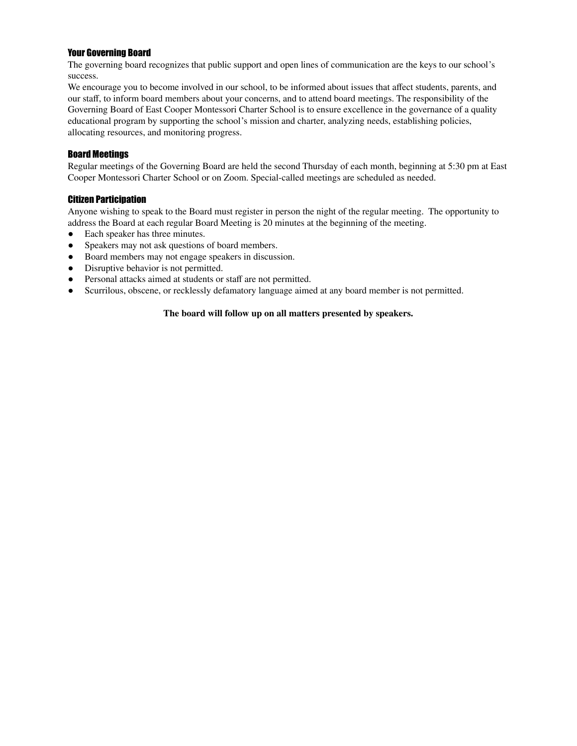### Your Governing Board

The governing board recognizes that public support and open lines of communication are the keys to our school's success.

We encourage you to become involved in our school, to be informed about issues that affect students, parents, and our staff, to inform board members about your concerns, and to attend board meetings. The responsibility of the Governing Board of East Cooper Montessori Charter School is to ensure excellence in the governance of a quality educational program by supporting the school's mission and charter, analyzing needs, establishing policies, allocating resources, and monitoring progress.

### Board Meetings

Regular meetings of the Governing Board are held the second Thursday of each month, beginning at 5:30 pm at East Cooper Montessori Charter School or on Zoom. Special-called meetings are scheduled as needed.

### Citizen Participation

Anyone wishing to speak to the Board must register in person the night of the regular meeting. The opportunity to address the Board at each regular Board Meeting is 20 minutes at the beginning of the meeting.

- Each speaker has three minutes.
- Speakers may not ask questions of board members.
- Board members may not engage speakers in discussion.
- Disruptive behavior is not permitted.
- Personal attacks aimed at students or staff are not permitted.
- Scurrilous, obscene, or recklessly defamatory language aimed at any board member is not permitted.

**The board will follow up on all matters presented by speakers.**